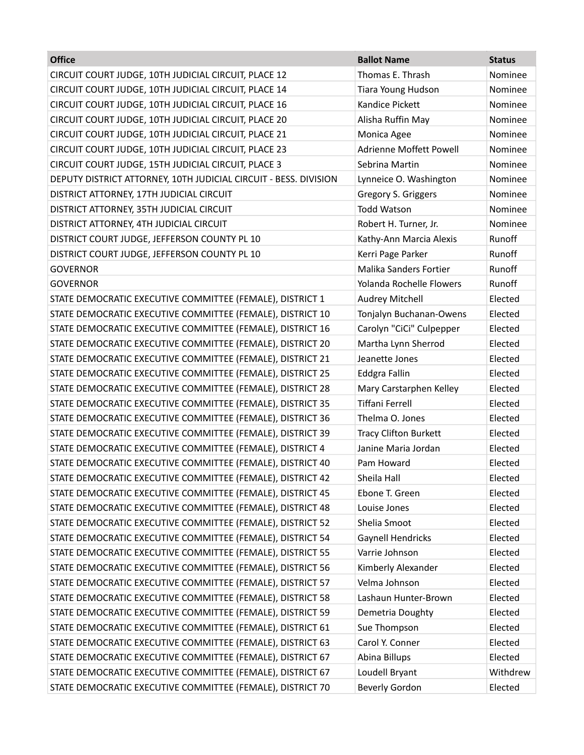| Office | Ballot Name | Status |
|---|---|---|
| CIRCUIT COURT JUDGE, 10TH JUDICIAL CIRCUIT, PLACE 12 | Thomas E. Thrash | Nominee |
| CIRCUIT COURT JUDGE, 10TH JUDICIAL CIRCUIT, PLACE 14 | Tiara Young Hudson | Nominee |
| CIRCUIT COURT JUDGE, 10TH JUDICIAL CIRCUIT, PLACE 16 | Kandice Pickett | Nominee |
| CIRCUIT COURT JUDGE, 10TH JUDICIAL CIRCUIT, PLACE 20 | Alisha Ruffin May | Nominee |
| CIRCUIT COURT JUDGE, 10TH JUDICIAL CIRCUIT, PLACE 21 | Monica Agee | Nominee |
| CIRCUIT COURT JUDGE, 10TH JUDICIAL CIRCUIT, PLACE 23 | Adrienne Moffett Powell | Nominee |
| CIRCUIT COURT JUDGE, 15TH JUDICIAL CIRCUIT, PLACE 3 | Sebrina Martin | Nominee |
| DEPUTY DISTRICT ATTORNEY, 10TH JUDICIAL CIRCUIT - BESS. DIVISION | Lynneice O. Washington | Nominee |
| DISTRICT ATTORNEY, 17TH JUDICIAL CIRCUIT | Gregory S. Griggers | Nominee |
| DISTRICT ATTORNEY, 35TH JUDICIAL CIRCUIT | Todd Watson | Nominee |
| DISTRICT ATTORNEY, 4TH JUDICIAL CIRCUIT | Robert H. Turner, Jr. | Nominee |
| DISTRICT COURT JUDGE, JEFFERSON COUNTY PL 10 | Kathy-Ann Marcia Alexis | Runoff |
| DISTRICT COURT JUDGE, JEFFERSON COUNTY PL 10 | Kerri Page Parker | Runoff |
| GOVERNOR | Malika Sanders Fortier | Runoff |
| GOVERNOR | Yolanda Rochelle Flowers | Runoff |
| STATE DEMOCRATIC EXECUTIVE COMMITTEE (FEMALE), DISTRICT 1 | Audrey Mitchell | Elected |
| STATE DEMOCRATIC EXECUTIVE COMMITTEE (FEMALE), DISTRICT 10 | Tonjalyn Buchanan-Owens | Elected |
| STATE DEMOCRATIC EXECUTIVE COMMITTEE (FEMALE), DISTRICT 16 | Carolyn "CiCi" Culpepper | Elected |
| STATE DEMOCRATIC EXECUTIVE COMMITTEE (FEMALE), DISTRICT 20 | Martha Lynn Sherrod | Elected |
| STATE DEMOCRATIC EXECUTIVE COMMITTEE (FEMALE), DISTRICT 21 | Jeanette Jones | Elected |
| STATE DEMOCRATIC EXECUTIVE COMMITTEE (FEMALE), DISTRICT 25 | Eddgra Fallin | Elected |
| STATE DEMOCRATIC EXECUTIVE COMMITTEE (FEMALE), DISTRICT 28 | Mary Carstarphen Kelley | Elected |
| STATE DEMOCRATIC EXECUTIVE COMMITTEE (FEMALE), DISTRICT 35 | Tiffani Ferrell | Elected |
| STATE DEMOCRATIC EXECUTIVE COMMITTEE (FEMALE), DISTRICT 36 | Thelma O. Jones | Elected |
| STATE DEMOCRATIC EXECUTIVE COMMITTEE (FEMALE), DISTRICT 39 | Tracy Clifton Burkett | Elected |
| STATE DEMOCRATIC EXECUTIVE COMMITTEE (FEMALE), DISTRICT 4 | Janine Maria Jordan | Elected |
| STATE DEMOCRATIC EXECUTIVE COMMITTEE (FEMALE), DISTRICT 40 | Pam Howard | Elected |
| STATE DEMOCRATIC EXECUTIVE COMMITTEE (FEMALE), DISTRICT 42 | Sheila Hall | Elected |
| STATE DEMOCRATIC EXECUTIVE COMMITTEE (FEMALE), DISTRICT 45 | Ebone T. Green | Elected |
| STATE DEMOCRATIC EXECUTIVE COMMITTEE (FEMALE), DISTRICT 48 | Louise Jones | Elected |
| STATE DEMOCRATIC EXECUTIVE COMMITTEE (FEMALE), DISTRICT 52 | Shelia Smoot | Elected |
| STATE DEMOCRATIC EXECUTIVE COMMITTEE (FEMALE), DISTRICT 54 | Gaynell Hendricks | Elected |
| STATE DEMOCRATIC EXECUTIVE COMMITTEE (FEMALE), DISTRICT 55 | Varrie Johnson | Elected |
| STATE DEMOCRATIC EXECUTIVE COMMITTEE (FEMALE), DISTRICT 56 | Kimberly Alexander | Elected |
| STATE DEMOCRATIC EXECUTIVE COMMITTEE (FEMALE), DISTRICT 57 | Velma Johnson | Elected |
| STATE DEMOCRATIC EXECUTIVE COMMITTEE (FEMALE), DISTRICT 58 | Lashaun Hunter-Brown | Elected |
| STATE DEMOCRATIC EXECUTIVE COMMITTEE (FEMALE), DISTRICT 59 | Demetria Doughty | Elected |
| STATE DEMOCRATIC EXECUTIVE COMMITTEE (FEMALE), DISTRICT 61 | Sue Thompson | Elected |
| STATE DEMOCRATIC EXECUTIVE COMMITTEE (FEMALE), DISTRICT 63 | Carol Y. Conner | Elected |
| STATE DEMOCRATIC EXECUTIVE COMMITTEE (FEMALE), DISTRICT 67 | Abina Billups | Elected |
| STATE DEMOCRATIC EXECUTIVE COMMITTEE (FEMALE), DISTRICT 67 | Loudell Bryant | Withdrew |
| STATE DEMOCRATIC EXECUTIVE COMMITTEE (FEMALE), DISTRICT 70 | Beverly Gordon | Elected |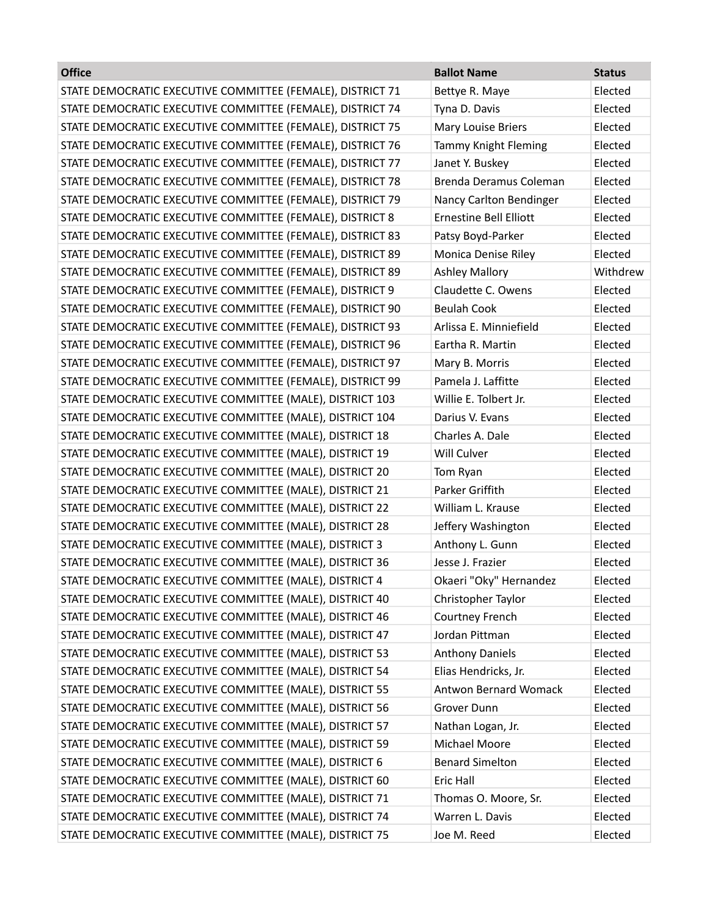| Office | Ballot Name | Status |
|---|---|---|
| STATE DEMOCRATIC EXECUTIVE COMMITTEE (FEMALE), DISTRICT 71 | Bettye R. Maye | Elected |
| STATE DEMOCRATIC EXECUTIVE COMMITTEE (FEMALE), DISTRICT 74 | Tyna D. Davis | Elected |
| STATE DEMOCRATIC EXECUTIVE COMMITTEE (FEMALE), DISTRICT 75 | Mary Louise Briers | Elected |
| STATE DEMOCRATIC EXECUTIVE COMMITTEE (FEMALE), DISTRICT 76 | Tammy Knight Fleming | Elected |
| STATE DEMOCRATIC EXECUTIVE COMMITTEE (FEMALE), DISTRICT 77 | Janet Y. Buskey | Elected |
| STATE DEMOCRATIC EXECUTIVE COMMITTEE (FEMALE), DISTRICT 78 | Brenda Deramus Coleman | Elected |
| STATE DEMOCRATIC EXECUTIVE COMMITTEE (FEMALE), DISTRICT 79 | Nancy Carlton Bendinger | Elected |
| STATE DEMOCRATIC EXECUTIVE COMMITTEE (FEMALE), DISTRICT 8 | Ernestine Bell Elliott | Elected |
| STATE DEMOCRATIC EXECUTIVE COMMITTEE (FEMALE), DISTRICT 83 | Patsy Boyd-Parker | Elected |
| STATE DEMOCRATIC EXECUTIVE COMMITTEE (FEMALE), DISTRICT 89 | Monica Denise Riley | Elected |
| STATE DEMOCRATIC EXECUTIVE COMMITTEE (FEMALE), DISTRICT 89 | Ashley Mallory | Withdrew |
| STATE DEMOCRATIC EXECUTIVE COMMITTEE (FEMALE), DISTRICT 9 | Claudette C. Owens | Elected |
| STATE DEMOCRATIC EXECUTIVE COMMITTEE (FEMALE), DISTRICT 90 | Beulah Cook | Elected |
| STATE DEMOCRATIC EXECUTIVE COMMITTEE (FEMALE), DISTRICT 93 | Arlissa E. Minniefield | Elected |
| STATE DEMOCRATIC EXECUTIVE COMMITTEE (FEMALE), DISTRICT 96 | Eartha R. Martin | Elected |
| STATE DEMOCRATIC EXECUTIVE COMMITTEE (FEMALE), DISTRICT 97 | Mary B. Morris | Elected |
| STATE DEMOCRATIC EXECUTIVE COMMITTEE (FEMALE), DISTRICT 99 | Pamela J. Laffitte | Elected |
| STATE DEMOCRATIC EXECUTIVE COMMITTEE (MALE), DISTRICT 103 | Willie E. Tolbert Jr. | Elected |
| STATE DEMOCRATIC EXECUTIVE COMMITTEE (MALE), DISTRICT 104 | Darius V. Evans | Elected |
| STATE DEMOCRATIC EXECUTIVE COMMITTEE (MALE), DISTRICT 18 | Charles A. Dale | Elected |
| STATE DEMOCRATIC EXECUTIVE COMMITTEE (MALE), DISTRICT 19 | Will Culver | Elected |
| STATE DEMOCRATIC EXECUTIVE COMMITTEE (MALE), DISTRICT 20 | Tom Ryan | Elected |
| STATE DEMOCRATIC EXECUTIVE COMMITTEE (MALE), DISTRICT 21 | Parker Griffith | Elected |
| STATE DEMOCRATIC EXECUTIVE COMMITTEE (MALE), DISTRICT 22 | William L. Krause | Elected |
| STATE DEMOCRATIC EXECUTIVE COMMITTEE (MALE), DISTRICT 28 | Jeffery Washington | Elected |
| STATE DEMOCRATIC EXECUTIVE COMMITTEE (MALE), DISTRICT 3 | Anthony L. Gunn | Elected |
| STATE DEMOCRATIC EXECUTIVE COMMITTEE (MALE), DISTRICT 36 | Jesse J. Frazier | Elected |
| STATE DEMOCRATIC EXECUTIVE COMMITTEE (MALE), DISTRICT 4 | Okaeri "Oky" Hernandez | Elected |
| STATE DEMOCRATIC EXECUTIVE COMMITTEE (MALE), DISTRICT 40 | Christopher Taylor | Elected |
| STATE DEMOCRATIC EXECUTIVE COMMITTEE (MALE), DISTRICT 46 | Courtney French | Elected |
| STATE DEMOCRATIC EXECUTIVE COMMITTEE (MALE), DISTRICT 47 | Jordan Pittman | Elected |
| STATE DEMOCRATIC EXECUTIVE COMMITTEE (MALE), DISTRICT 53 | Anthony Daniels | Elected |
| STATE DEMOCRATIC EXECUTIVE COMMITTEE (MALE), DISTRICT 54 | Elias Hendricks, Jr. | Elected |
| STATE DEMOCRATIC EXECUTIVE COMMITTEE (MALE), DISTRICT 55 | Antwon Bernard Womack | Elected |
| STATE DEMOCRATIC EXECUTIVE COMMITTEE (MALE), DISTRICT 56 | Grover Dunn | Elected |
| STATE DEMOCRATIC EXECUTIVE COMMITTEE (MALE), DISTRICT 57 | Nathan Logan, Jr. | Elected |
| STATE DEMOCRATIC EXECUTIVE COMMITTEE (MALE), DISTRICT 59 | Michael Moore | Elected |
| STATE DEMOCRATIC EXECUTIVE COMMITTEE (MALE), DISTRICT 6 | Benard Simelton | Elected |
| STATE DEMOCRATIC EXECUTIVE COMMITTEE (MALE), DISTRICT 60 | Eric Hall | Elected |
| STATE DEMOCRATIC EXECUTIVE COMMITTEE (MALE), DISTRICT 71 | Thomas O. Moore, Sr. | Elected |
| STATE DEMOCRATIC EXECUTIVE COMMITTEE (MALE), DISTRICT 74 | Warren L. Davis | Elected |
| STATE DEMOCRATIC EXECUTIVE COMMITTEE (MALE), DISTRICT 75 | Joe M. Reed | Elected |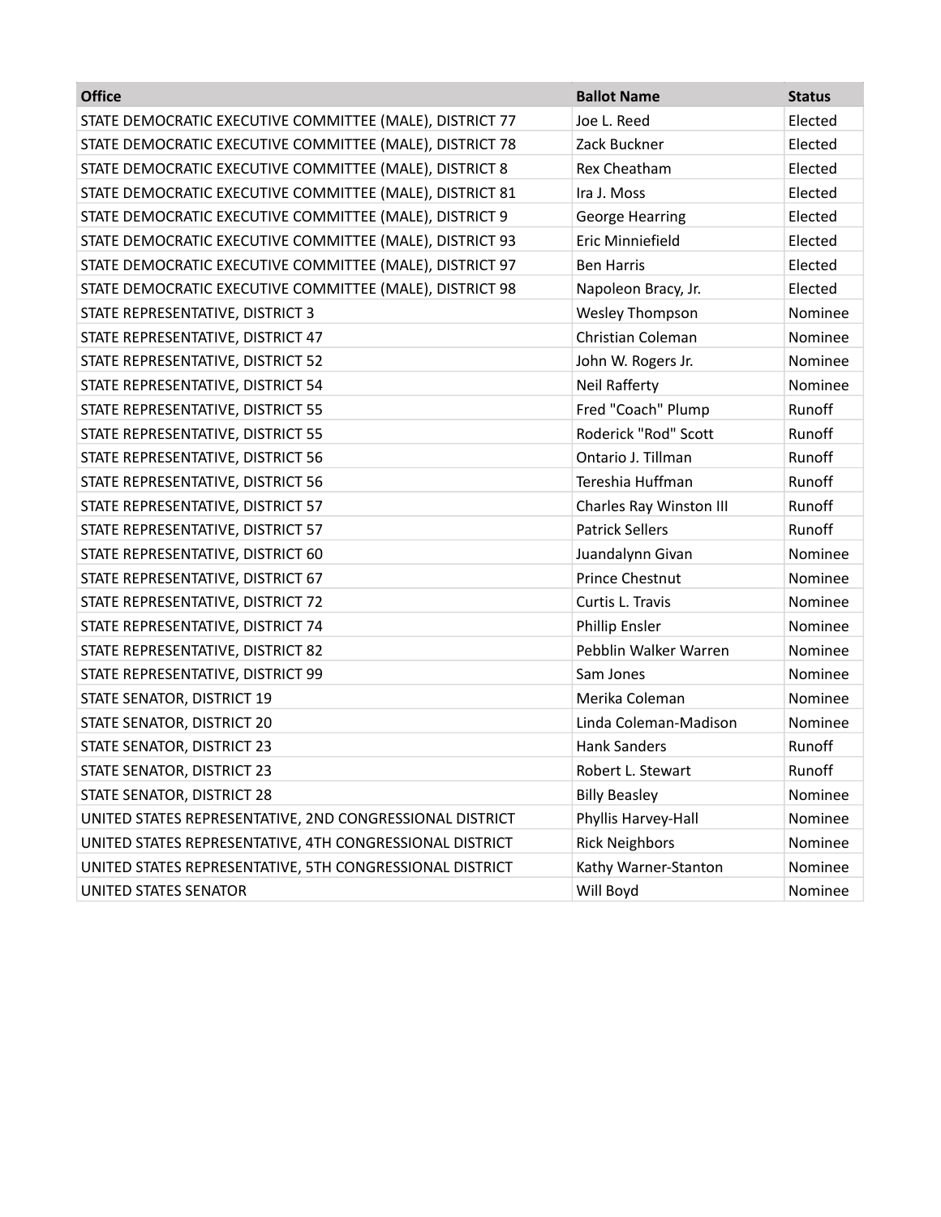| Office | Ballot Name | Status |
|---|---|---|
| STATE DEMOCRATIC EXECUTIVE COMMITTEE (MALE), DISTRICT 77 | Joe L. Reed | Elected |
| STATE DEMOCRATIC EXECUTIVE COMMITTEE (MALE), DISTRICT 78 | Zack Buckner | Elected |
| STATE DEMOCRATIC EXECUTIVE COMMITTEE (MALE), DISTRICT 8 | Rex Cheatham | Elected |
| STATE DEMOCRATIC EXECUTIVE COMMITTEE (MALE), DISTRICT 81 | Ira J. Moss | Elected |
| STATE DEMOCRATIC EXECUTIVE COMMITTEE (MALE), DISTRICT 9 | George Hearring | Elected |
| STATE DEMOCRATIC EXECUTIVE COMMITTEE (MALE), DISTRICT 93 | Eric Minniefield | Elected |
| STATE DEMOCRATIC EXECUTIVE COMMITTEE (MALE), DISTRICT 97 | Ben Harris | Elected |
| STATE DEMOCRATIC EXECUTIVE COMMITTEE (MALE), DISTRICT 98 | Napoleon Bracy, Jr. | Elected |
| STATE REPRESENTATIVE, DISTRICT 3 | Wesley Thompson | Nominee |
| STATE REPRESENTATIVE, DISTRICT 47 | Christian Coleman | Nominee |
| STATE REPRESENTATIVE, DISTRICT 52 | John W. Rogers Jr. | Nominee |
| STATE REPRESENTATIVE, DISTRICT 54 | Neil Rafferty | Nominee |
| STATE REPRESENTATIVE, DISTRICT 55 | Fred "Coach" Plump | Runoff |
| STATE REPRESENTATIVE, DISTRICT 55 | Roderick "Rod" Scott | Runoff |
| STATE REPRESENTATIVE, DISTRICT 56 | Ontario J. Tillman | Runoff |
| STATE REPRESENTATIVE, DISTRICT 56 | Tereshia Huffman | Runoff |
| STATE REPRESENTATIVE, DISTRICT 57 | Charles Ray Winston III | Runoff |
| STATE REPRESENTATIVE, DISTRICT 57 | Patrick Sellers | Runoff |
| STATE REPRESENTATIVE, DISTRICT 60 | Juandalynn Givan | Nominee |
| STATE REPRESENTATIVE, DISTRICT 67 | Prince Chestnut | Nominee |
| STATE REPRESENTATIVE, DISTRICT 72 | Curtis L. Travis | Nominee |
| STATE REPRESENTATIVE, DISTRICT 74 | Phillip Ensler | Nominee |
| STATE REPRESENTATIVE, DISTRICT 82 | Pebblin Walker Warren | Nominee |
| STATE REPRESENTATIVE, DISTRICT 99 | Sam Jones | Nominee |
| STATE SENATOR, DISTRICT 19 | Merika Coleman | Nominee |
| STATE SENATOR, DISTRICT 20 | Linda Coleman-Madison | Nominee |
| STATE SENATOR, DISTRICT 23 | Hank Sanders | Runoff |
| STATE SENATOR, DISTRICT 23 | Robert L. Stewart | Runoff |
| STATE SENATOR, DISTRICT 28 | Billy Beasley | Nominee |
| UNITED STATES REPRESENTATIVE, 2ND CONGRESSIONAL DISTRICT | Phyllis Harvey-Hall | Nominee |
| UNITED STATES REPRESENTATIVE, 4TH CONGRESSIONAL DISTRICT | Rick Neighbors | Nominee |
| UNITED STATES REPRESENTATIVE, 5TH CONGRESSIONAL DISTRICT | Kathy Warner-Stanton | Nominee |
| UNITED STATES SENATOR | Will Boyd | Nominee |